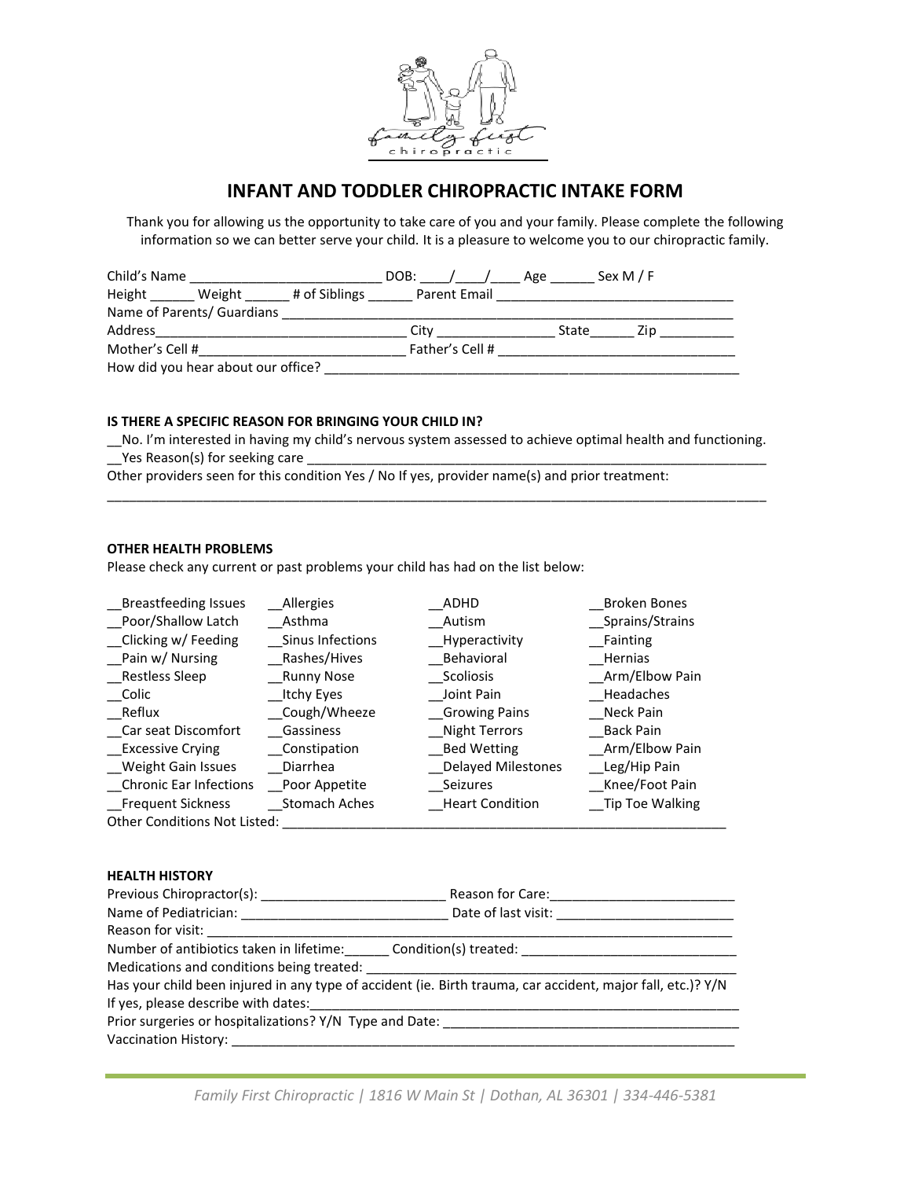# INFANT AND TODDLER CHIROPRACTIC INTAKE FORM

Thank you for allowing us the opportunity to take care of you and your family. Please complete the following information so we can better serve your child. It is a pleasure to welcome you to our chiropractic family.

Child's Name __________________________ DOB: ____/____/____ Age ______ Sex M / F
Height ______ Weight ______ # of Siblings ______ Parent Email ________________________________
Name of Parents/ Guardians ____________________________________________________________
Address__________________________________ City ________________ State______ Zip __________
Mother's Cell #____________________________ Father's Cell # ________________________________
How did you hear about our office? _________________________________________________________

**IS THERE A SPECIFIC REASON FOR BRINGING YOUR CHILD IN?**

__No. I'm interested in having my child's nervous system assessed to achieve optimal health and functioning.
__Yes Reason(s) for seeking care ________________________________________________________________
Other providers seen for this condition Yes / No If yes, provider name(s) and prior treatment:
_____________________________________________________________________________________________

**OTHER HEALTH PROBLEMS**

Please check any current or past problems your child has had on the list below:

| | | | |
|---|---|---|---|
| __Breastfeeding Issues | __Allergies | __ADHD | __Broken Bones |
| __Poor/Shallow Latch | __Asthma | __Autism | __Sprains/Strains |
| __Clicking w/ Feeding | __Sinus Infections | __Hyperactivity | __Fainting |
| __Pain w/ Nursing | __Rashes/Hives | __Behavioral | __Hernias |
| __Restless Sleep | __Runny Nose | __Scoliosis | __Arm/Elbow Pain |
| __Colic | __Itchy Eyes | __Joint Pain | __Headaches |
| __Reflux | __Cough/Wheeze | __Growing Pains | __Neck Pain |
| __Car seat Discomfort | __Gassiness | __Night Terrors | __Back Pain |
| __Excessive Crying | __Constipation | __Bed Wetting | __Arm/Elbow Pain |
| __Weight Gain Issues | __Diarrhea | __Delayed Milestones | __Leg/Hip Pain |
| __Chronic Ear Infections | __Poor Appetite | __Seizures | __Knee/Foot Pain |
| __Frequent Sickness | __Stomach Aches | __Heart Condition | __Tip Toe Walking |

Other Conditions Not Listed: _________________________________________________________________

**HEALTH HISTORY**

Previous Chiropractor(s): _________________________ Reason for Care:_________________________
Name of Pediatrician: ____________________________ Date of last visit: ________________________
Reason for visit: _______________________________________________________________________
Number of antibiotics taken in lifetime:______ Condition(s) treated: ______________________________
Medications and conditions being treated: __________________________________________________
Has your child been injured in any type of accident (ie. Birth trauma, car accident, major fall, etc.)? Y/N
If yes, please describe with dates:_______________________________________________________________
Prior surgeries or hospitalizations? Y/N Type and Date: ________________________________________
Vaccination History: _____________________________________________________________________

*Family First Chiropractic | 1816 W Main St | Dothan, AL 36301 | 334-446-5381*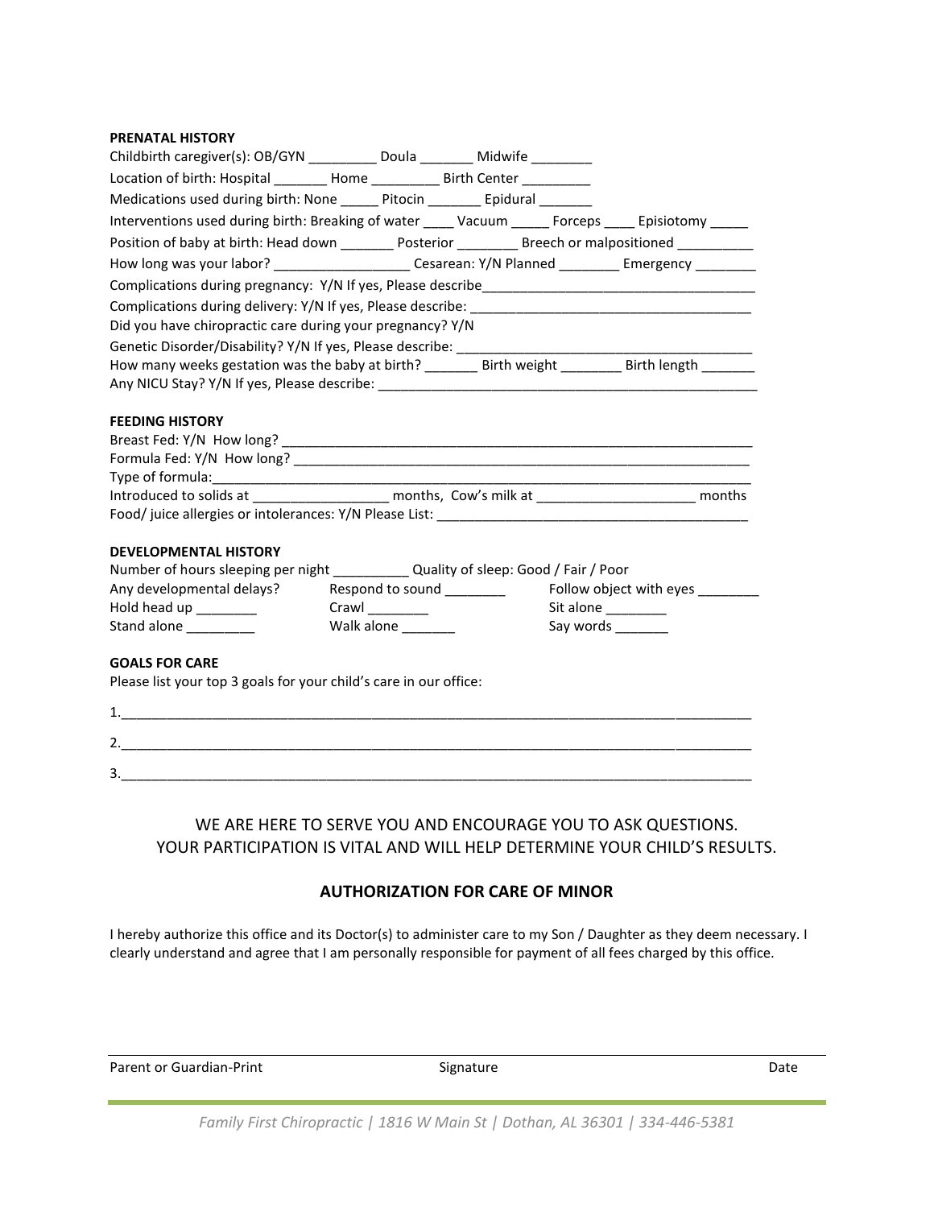**PRENATAL HISTORY**

Childbirth caregiver(s): OB/GYN _________ Doula _______ Midwife ________

Location of birth: Hospital _______ Home _________ Birth Center _________

Medications used during birth: None _____ Pitocin _______ Epidural _______

Interventions used during birth: Breaking of water ____ Vacuum _____ Forceps ____ Episiotomy _____

Position of baby at birth: Head down _______ Posterior ________ Breech or malpositioned __________

How long was your labor? __________________ Cesarean: Y/N Planned ________ Emergency ________

Complications during pregnancy: Y/N If yes, Please describe_____________________________________

Complications during delivery: Y/N If yes, Please describe: ______________________________________

Did you have chiropractic care during your pregnancy? Y/N

Genetic Disorder/Disability? Y/N If yes, Please describe: ________________________________________

How many weeks gestation was the baby at birth? _______ Birth weight ________ Birth length _______

Any NICU Stay? Y/N If yes, Please describe: _____________________________________________________

**FEEDING HISTORY**

Breast Fed: Y/N How long? ________________________________________________________________

Formula Fed: Y/N How long? _______________________________________________________________

Type of formula:___________________________________________________________________________

Introduced to solids at __________________ months, Cow's milk at _____________________ months

Food/ juice allergies or intolerances: Y/N Please List: __________________________________________

**DEVELOPMENTAL HISTORY**

Number of hours sleeping per night __________ Quality of sleep: Good / Fair / Poor

Any developmental delays? Respond to sound ________ Follow object with eyes ________

Hold head up ________ Crawl ________ Sit alone ________

Stand alone _________ Walk alone _______ Say words _______

**GOALS FOR CARE**

Please list your top 3 goals for your child's care in our office:

1.___________________________________________________________________________________

2.___________________________________________________________________________________

3.___________________________________________________________________________________

WE ARE HERE TO SERVE YOU AND ENCOURAGE YOU TO ASK QUESTIONS.
YOUR PARTICIPATION IS VITAL AND WILL HELP DETERMINE YOUR CHILD'S RESULTS.

## AUTHORIZATION FOR CARE OF MINOR

I hereby authorize this office and its Doctor(s) to administer care to my Son / Daughter as they deem necessary. I clearly understand and agree that I am personally responsible for payment of all fees charged by this office.

Parent or Guardian-Print Signature Date

*Family First Chiropractic | 1816 W Main St | Dothan, AL 36301 | 334-446-5381*